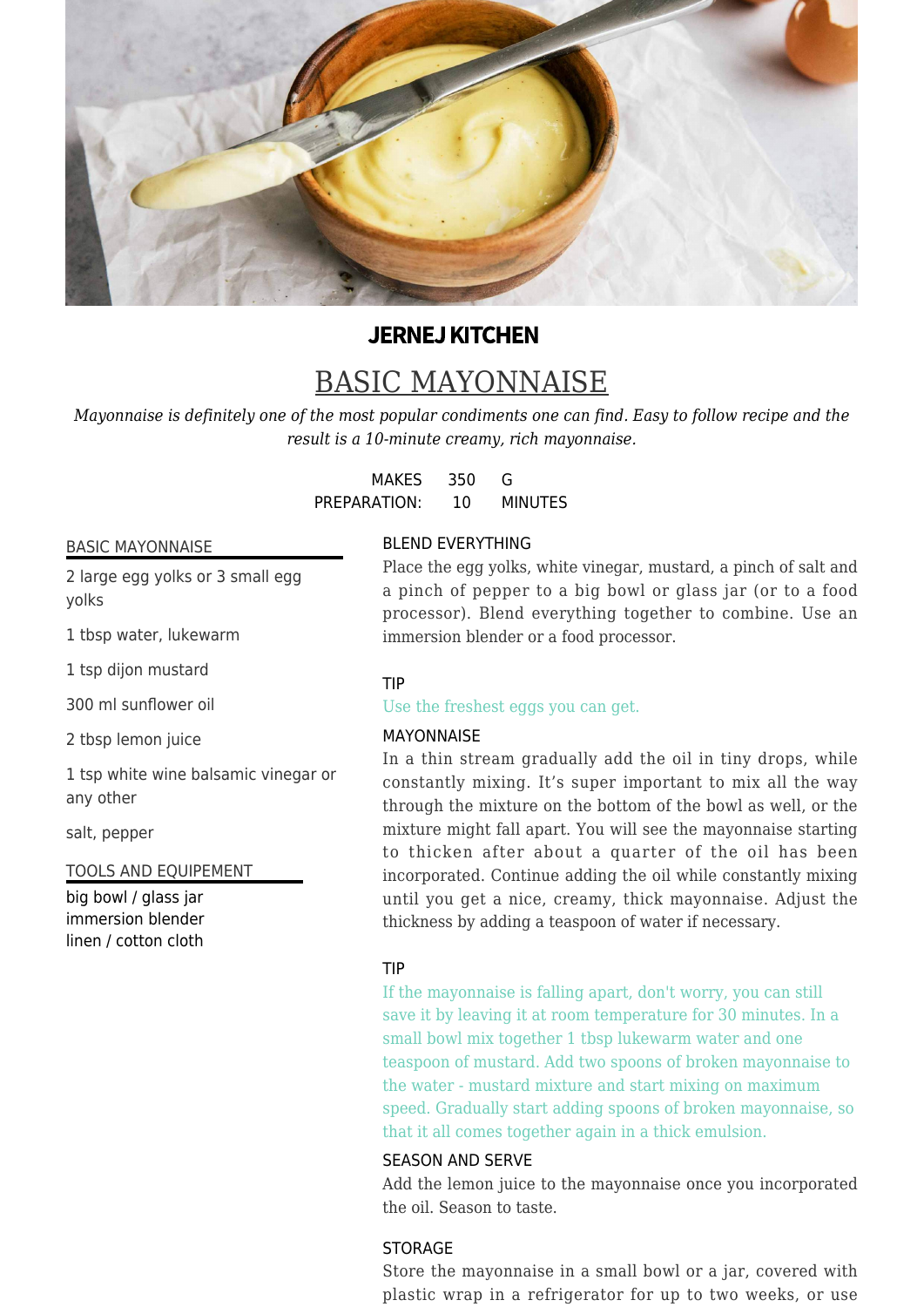**JERNEJ KITCHEN**

# BASIC MAYONNAISE

*Mayonnaise is definitely one of the most popular condiments one can find. Easy to follow recipe and the result is a 10-minute creamy, rich mayonnaise.*

| | | |
|---|---|---|
| MAKES | 350 | G |
| PREPARATION: | 10 | MINUTES |

## BASIC MAYONNAISE

2 large egg yolks or 3 small egg yolks

1 tbsp water, lukewarm

1 tsp dijon mustard

300 ml sunflower oil

2 tbsp lemon juice

1 tsp white wine balsamic vinegar or any other

salt, pepper

## TOOLS AND EQUIPEMENT

big bowl / glass jar
immersion blender
linen / cotton cloth

### BLEND EVERYTHING

Place the egg yolks, white vinegar, mustard, a pinch of salt and a pinch of pepper to a big bowl or glass jar (or to a food processor). Blend everything together to combine. Use an immersion blender or a food processor.

### TIP

Use the freshest eggs you can get.

### MAYONNAISE

In a thin stream gradually add the oil in tiny drops, while constantly mixing. It's super important to mix all the way through the mixture on the bottom of the bowl as well, or the mixture might fall apart. You will see the mayonnaise starting to thicken after about a quarter of the oil has been incorporated. Continue adding the oil while constantly mixing until you get a nice, creamy, thick mayonnaise. Adjust the thickness by adding a teaspoon of water if necessary.

### TIP

If the mayonnaise is falling apart, don't worry, you can still save it by leaving it at room temperature for 30 minutes. In a small bowl mix together 1 tbsp lukewarm water and one teaspoon of mustard. Add two spoons of broken mayonnaise to the water - mustard mixture and start mixing on maximum speed. Gradually start adding spoons of broken mayonnaise, so that it all comes together again in a thick emulsion.

### SEASON AND SERVE

Add the lemon juice to the mayonnaise once you incorporated the oil. Season to taste.

### STORAGE

Store the mayonnaise in a small bowl or a jar, covered with plastic wrap in a refrigerator for up to two weeks, or use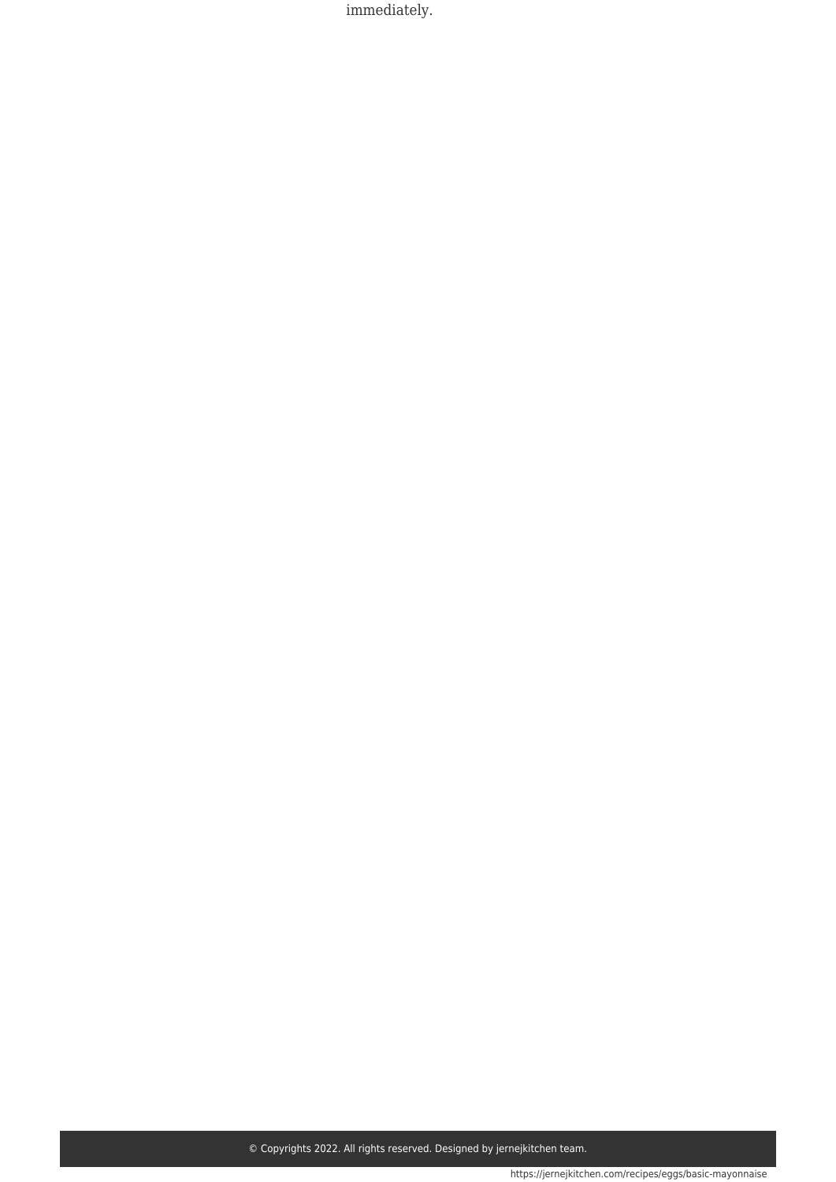immediately.